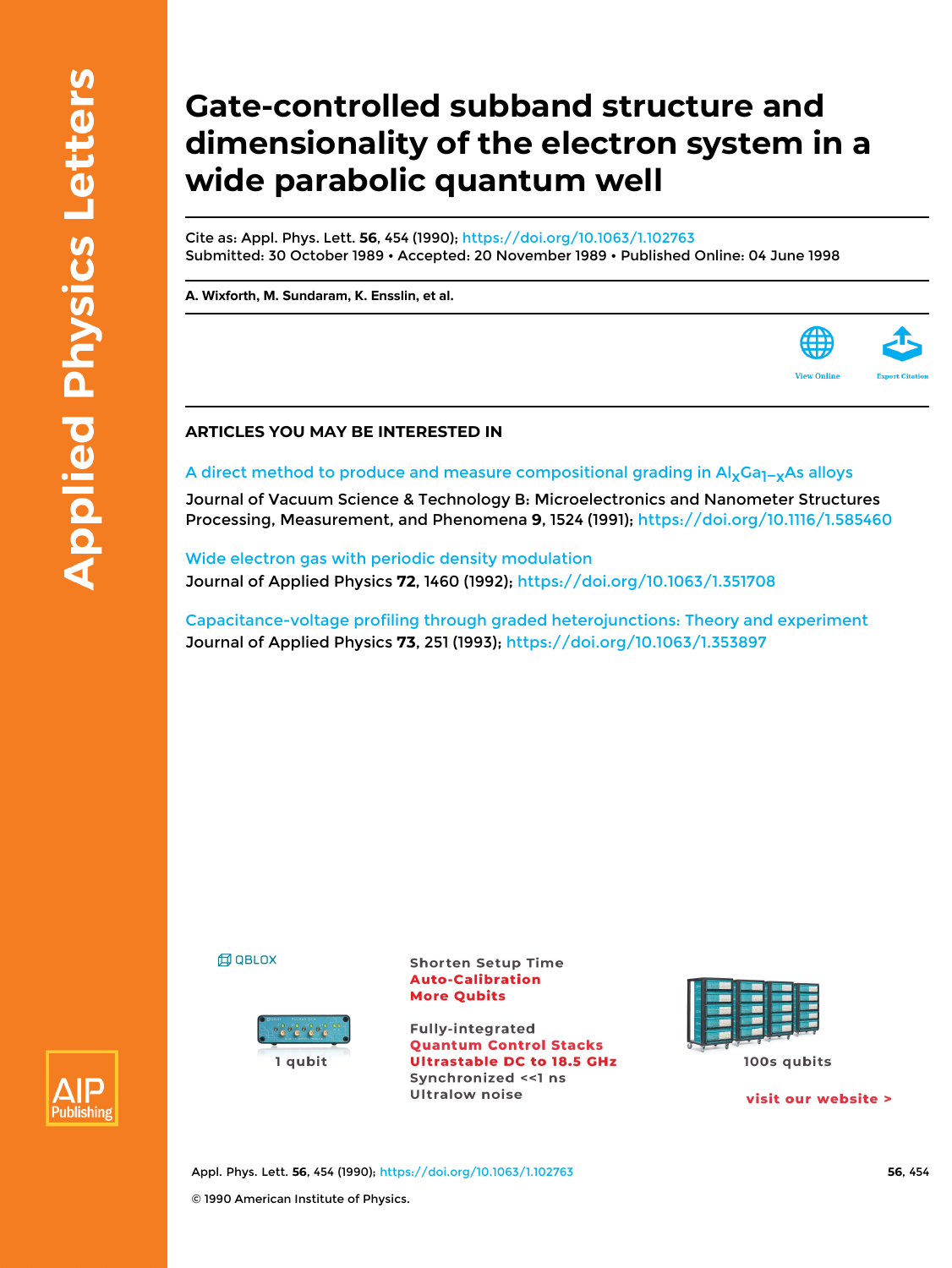# Gate-controlled subband structure and dimensionality of the electron system in a wide parabolic quantum well

Cite as: Appl. Phys. Lett. **56**, 454 (1990); https://doi.org/10.1063/1.102763
Submitted: 30 October 1989 • Accepted: 20 November 1989 • Published Online: 04 June 1998

**A. Wixforth, M. Sundaram, K. Ensslin, et al.**

## ARTICLES YOU MAY BE INTERESTED IN

A direct method to produce and measure compositional grading in $Al_xGa_{1-x}As$ alloys
Journal of Vacuum Science & Technology B: Microelectronics and Nanometer Structures Processing, Measurement, and Phenomena **9**, 1524 (1991); https://doi.org/10.1116/1.585460

Wide electron gas with periodic density modulation
Journal of Applied Physics **72**, 1460 (1992); https://doi.org/10.1063/1.351708

Capacitance-voltage profiling through graded heterojunctions: Theory and experiment
Journal of Applied Physics **73**, 251 (1993); https://doi.org/10.1063/1.353897

© 1990 American Institute of Physics.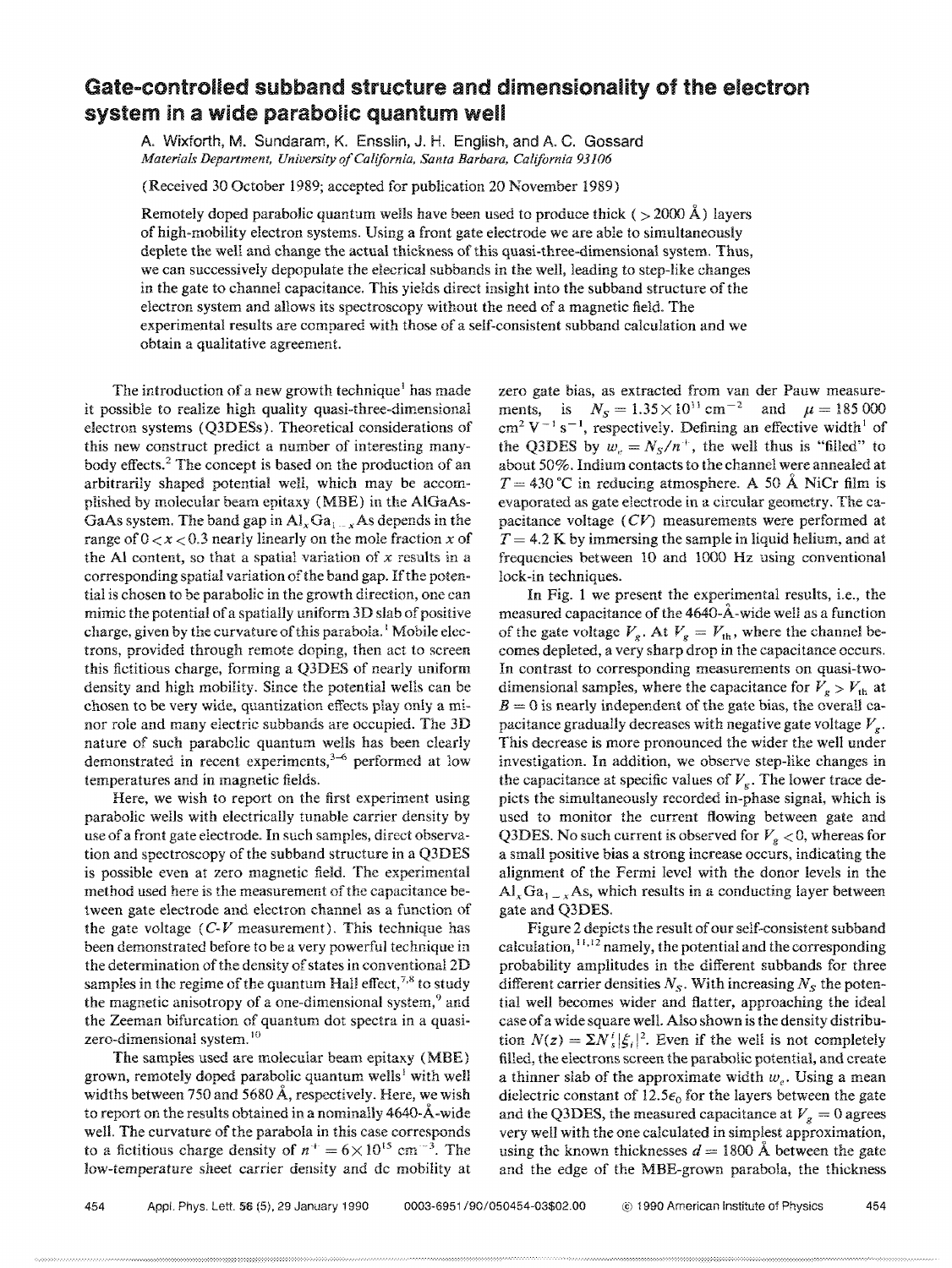# Gate-controlled subband structure and dimensionality of the electron system in a wide parabolic quantum well

A. Wixforth, M. Sundaram, K. Ensslin, J. H. English, and A. C. Gossard
*Materials Department, University of California, Santa Barbara, California 93106*

(Received 30 October 1989; accepted for publication 20 November 1989)

Remotely doped parabolic quantum wells have been used to produce thick ( > 2000 Å) layers of high-mobility electron systems. Using a front gate electrode we are able to simultaneously deplete the well and change the actual thickness of this quasi-three-dimensional system. Thus, we can successively depopulate the elecrical subbands in the well, leading to step-like changes in the gate to channel capacitance. This yields direct insight into the subband structure of the electron system and allows its spectroscopy without the need of a magnetic field. The experimental results are compared with those of a self-consistent subband calculation and we obtain a qualitative agreement.

The introduction of a new growth technique[1] has made it possible to realize high quality quasi-three-dimensional electron systems (Q3DESs). Theoretical considerations of this new construct predict a number of interesting many-body effects.[2] The concept is based on the production of an arbitrarily shaped potential well, which may be accomplished by molecular beam epitaxy (MBE) in the AlGaAs-GaAs system. The band gap in $Al_xGa_{1-x}As$ depends in the range of $0 < x < 0.3$ nearly linearly on the mole fraction $x$ of the Al content, so that a spatial variation of $x$ results in a corresponding spatial variation of the band gap. If the potential is chosen to be parabolic in the growth direction, one can mimic the potential of a spatially uniform 3D slab of positive charge, given by the curvature of this parabola.[1] Mobile electrons, provided through remote doping, then act to screen this fictitious charge, forming a Q3DES of nearly uniform density and high mobility. Since the potential wells can be chosen to be very wide, quantization effects play only a minor role and many electric subbands are occupied. The 3D nature of such parabolic quantum wells has been clearly demonstrated in recent experiments,[3-6] performed at low temperatures and in magnetic fields.

Here, we wish to report on the first experiment using parabolic wells with electrically tunable carrier density by use of a front gate electrode. In such samples, direct observation and spectroscopy of the subband structure in a Q3DES is possible even at zero magnetic field. The experimental method used here is the measurement of the capacitance between gate electrode and electron channel as a function of the gate voltage ($C$-$V$ measurement). This technique has been demonstrated before to be a very powerful technique in the determination of the density of states in conventional 2D samples in the regime of the quantum Hall effect,[7,8] to study the magnetic anisotropy of a one-dimensional system,[9] and the Zeeman bifurcation of quantum dot spectra in a quasi-zero-dimensional system.[10]

The samples used are molecular beam epitaxy (MBE) grown, remotely doped parabolic quantum wells[1] with well widths between 750 and 5680 Å, respectively. Here, we wish to report on the results obtained in a nominally 4640-Å-wide well. The curvature of the parabola in this case corresponds to a fictitious charge density of $n^+ = 6\times10^{15}$ cm$^{-3}$. The low-temperature sheet carrier density and dc mobility at zero gate bias, as extracted from van der Pauw measurements, is $N_S = 1.35\times10^{11}$ cm$^{-2}$ and $\mu = 185\,000$ cm$^2$ V$^{-1}$ s$^{-1}$, respectively. Defining an effective width[1] of the Q3DES by $w_e = N_S/n^+$, the well thus is "filled" to about 50%. Indium contacts to the channel were annealed at $T = 430$ °C in reducing atmosphere. A 50 Å NiCr film is evaporated as gate electrode in a circular geometry. The capacitance voltage ($CV$) measurements were performed at $T = 4.2$ K by immersing the sample in liquid helium, and at frequencies between 10 and 1000 Hz using conventional lock-in techniques.

In Fig. 1 we present the experimental results, i.e., the measured capacitance of the 4640-Å-wide well as a function of the gate voltage $V_g$. At $V_g = V_{th}$, where the channel becomes depleted, a very sharp drop in the capacitance occurs. In contrast to corresponding measurements on quasi-two-dimensional samples, where the capacitance for $V_g > V_{th}$ at $B = 0$ is nearly independent of the gate bias, the overall capacitance gradually decreases with negative gate voltage $V_g$. This decrease is more pronounced the wider the well under investigation. In addition, we observe step-like changes in the capacitance at specific values of $V_g$. The lower trace depicts the simultaneously recorded in-phase signal, which is used to monitor the current flowing between gate and Q3DES. No such current is observed for $V_g < 0$, whereas for a small positive bias a strong increase occurs, indicating the alignment of the Fermi level with the donor levels in the $Al_xGa_{1-x}As$, which results in a conducting layer between gate and Q3DES.

Figure 2 depicts the result of our self-consistent subband calculation,[11,12] namely, the potential and the corresponding probability amplitudes in the different subbands for three different carrier densities $N_S$. With increasing $N_S$ the potential well becomes wider and flatter, approaching the ideal case of a wide square well. Also shown is the density distribution $N(z) = \Sigma N_s^i|\xi_i|^2$. Even if the well is not completely filled, the electrons screen the parabolic potential, and create a thinner slab of the approximate width $w_e$. Using a mean dielectric constant of $12.5\epsilon_0$ for the layers between the gate and the Q3DES, the measured capacitance at $V_g = 0$ agrees very well with the one calculated in simplest approximation, using the known thicknesses $d = 1800$ Å between the gate and the edge of the MBE-grown parabola, the thickness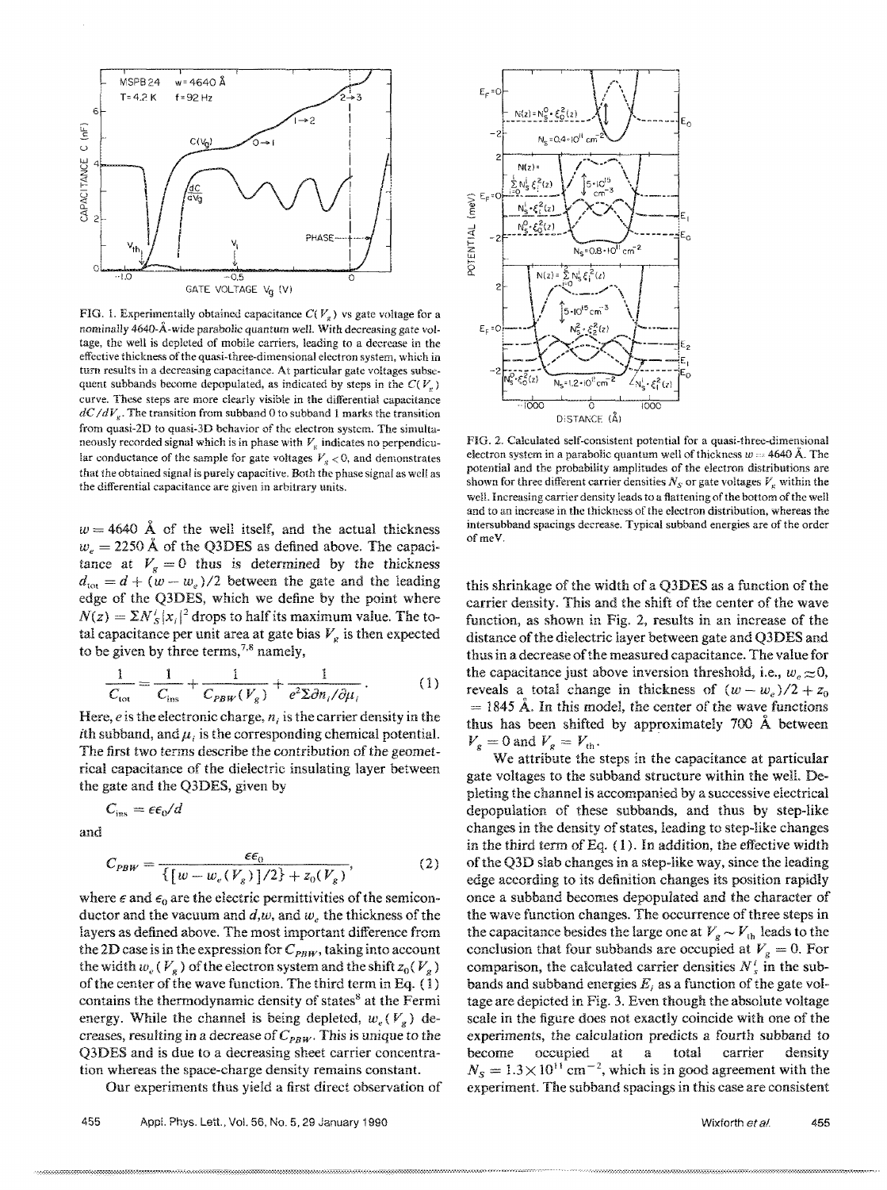FIG. 1. Experimentally obtained capacitance $C(V_g)$ vs gate voltage for a nominally 4640-Å-wide parabolic quantum well. With decreasing gate voltage, the well is depleted of mobile carriers, leading to a decrease in the effective thickness of the quasi-three-dimensional electron system, which in turn results in a decreasing capacitance. At particular gate voltages subsequent subbands become depopulated, as indicated by steps in the $C(V_g)$ curve. These steps are more clearly visible in the differential capacitance $dC/dV_g$. The transition from subband 0 to subband 1 marks the transition from quasi-2D to quasi-3D behavior of the electron system. The simultaneously recorded signal which is in phase with $V_g$ indicates no perpendicular conductance of the sample for gate voltages $V_g < 0$, and demonstrates that the obtained signal is purely capacitive. Both the phase signal as well as the differential capacitance are given in arbitrary units.

$w = 4640$ Å of the well itself, and the actual thickness $w_e = 2250$ Å of the Q3DES as defined above. The capacitance at $V_g = 0$ thus is determined by the thickness $d_{tot} = d + (w - w_e)/2$ between the gate and the leading edge of the Q3DES, which we define by the point where $N(z) = \Sigma N_s^i |x_i|^2$ drops to half its maximum value. The total capacitance per unit area at gate bias $V_g$ is then expected to be given by three terms,[7,8] namely,

$$\frac{1}{C_{tot}} = \frac{1}{C_{ins}} + \frac{1}{C_{PBW}(V_g)} + \frac{1}{e^2 \Sigma \partial n_i / \partial \mu_i}. \tag{1}$$

Here, $e$ is the electronic charge, $n_i$ is the carrier density in the $i$th subband, and $\mu_i$ is the corresponding chemical potential. The first two terms describe the contribution of the geometrical capacitance of the dielectric insulating layer between the gate and the Q3DES, given by

$$C_{ins} = \epsilon \epsilon_0 / d$$

and

$$C_{PBW} = \frac{\epsilon \epsilon_0}{\{[w - w_e(V_g)]/2\} + z_0(V_g)}, \tag{2}$$

where $\epsilon$ and $\epsilon_0$ are the electric permittivities of the semiconductor and the vacuum and $d, w$, and $w_e$ the thickness of the layers as defined above. The most important difference from the 2D case is in the expression for $C_{PBW}$, taking into account the width $w_e(V_g)$ of the electron system and the shift $z_0(V_g)$ of the center of the wave function. The third term in Eq. (1) contains the thermodynamic density of states[8] at the Fermi energy. While the channel is being depleted, $w_e(V_g)$ decreases, resulting in a decrease of $C_{PBW}$. This is unique to the Q3DES and is due to a decreasing sheet carrier concentration whereas the space-charge density remains constant.

Our experiments thus yield a first direct observation of this shrinkage of the width of a Q3DES as a function of the carrier density. This and the shift of the center of the wave function, as shown in Fig. 2, results in an increase of the distance of the dielectric layer between gate and Q3DES and thus in a decrease of the measured capacitance. The value for the capacitance just above inversion threshold, i.e., $w_e \approx 0$, reveals a total change in thickness of $(w - w_e)/2 + z_0 = 1845$ Å. In this model, the center of the wave functions thus has been shifted by approximately 700 Å between $V_g = 0$ and $V_g = V_{th}$.

We attribute the steps in the capacitance at particular gate voltages to the subband structure within the well. Depleting the channel is accompanied by a successive electrical depopulation of these subbands, and thus by step-like changes in the density of states, leading to step-like changes in the third term of Eq. (1). In addition, the effective width of the Q3D slab changes in a step-like way, since the leading edge according to its definition changes its position rapidly once a subband becomes depopulated and the character of the wave function changes. The occurrence of three steps in the capacitance besides the large one at $V_g \sim V_{th}$ leads to the conclusion that four subbands are occupied at $V_g = 0$. For comparison, the calculated carrier densities $N_s^i$ in the subbands and subband energies $E_i$ as a function of the gate voltage are depicted in Fig. 3. Even though the absolute voltage scale in the figure does not exactly coincide with one of the experiments, the calculation predicts a fourth subband to become occupied at a total carrier density $N_S = 1.3 \times 10^{11}$ cm$^{-2}$, which is in good agreement with the experiment. The subband spacings in this case are consistent

FIG. 2. Calculated self-consistent potential for a quasi-three-dimensional electron system in a parabolic quantum well of thickness $w = 4640$ Å. The potential and the probability amplitudes of the electron distributions are shown for three different carrier densities $N_S$ or gate voltages $V_g$ within the well. Increasing carrier density leads to a flattening of the bottom of the well and to an increase in the thickness of the electron distribution, whereas the intersubband spacings decrease. Typical subband energies are of the order of meV.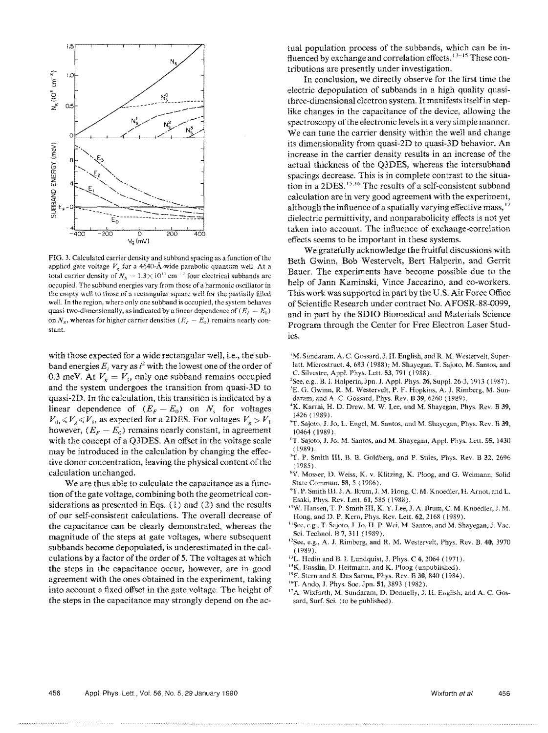$N_S$ ($10^{11}$ cm$^{-2}$)

1.5
1.0
0.5
0

$N_S$
$N_S^0$
$N_S^1$
$N_S^2$
$N_S^3$

SUBBAND ENERGY (meV)

8
4
$E_F=0$
-4

$E_3$
$E_2$
$E_1$
$E_0$

-400 -200 0 200 400
$V_g$ (mV)

FIG. 3. Calculated carrier density and subband spacing as a function of the applied gate voltage $V_g$ for a 4640-Å-wide parabolic quantum well. At a total carrier density of $N_S = 1.3 \times 10^{11}$ cm$^{-2}$ four electrical subbands are occupied. The subband energies vary from those of a harmonic oscillator in the empty well to those of a rectangular square well for the partially filled well. In the region, where only one subband is occupied, the system behaves quasi-two-dimensionally, as indicated by a linear dependence of $(E_F - E_0)$ on $N_S$, whereas for higher carrier densities $(E_F - E_0)$ remains nearly constant.

with those expected for a wide rectangular well, i.e., the subband energies $E_i$ vary as $i^2$ with the lowest one of the order of 0.3 meV. At $V_g = V_1$, only one subband remains occupied and the system undergoes the transition from quasi-3D to quasi-2D. In the calculation, this transition is indicated by a linear dependence of $(E_F - E_0)$ on $N_s$ for voltages $V_{th} \leqslant V_g \leqslant V_1$, as expected for a 2DES. For voltages $V_g > V_1$ however, $(E_F - E_0)$ remains nearly constant, in agreement with the concept of a Q3DES. An offset in the voltage scale may be introduced in the calculation by changing the effective donor concentration, leaving the physical content of the calculation unchanged.

We are thus able to calculate the capacitance as a function of the gate voltage, combining both the geometrical considerations as presented in Eqs. (1) and (2) and the results of our self-consistent calculations. The overall decrease of the capacitance can be clearly demonstrated, whereas the magnitude of the steps at gate voltages, where subsequent subbands become depopulated, is underestimated in the calculations by a factor of the order of 5. The voltages at which the steps in the capacitance occur, however, are in good agreement with the ones obtained in the experiment, taking into account a fixed offset in the gate voltage. The height of the steps in the capacitance may strongly depend on the actual population process of the subbands, which can be influenced by exchange and correlation effects.[13-15] These contributions are presently under investigation.

In conclusion, we directly observe for the first time the electric depopulation of subbands in a high quality quasi-three-dimensional electron system. It manifests itself in step-like changes in the capacitance of the device, allowing the spectroscopy of the electronic levels in a very simple manner. We can tune the carrier density within the well and change its dimensionality from quasi-2D to quasi-3D behavior. An increase in the carrier density results in an increase of the actual thickness of the Q3DES, whereas the intersubband spacings decrease. This is in complete contrast to the situation in a 2DES.[15,16] The results of a self-consistent subband calculation are in very good agreement with the experiment, although the influence of a spatially varying effective mass,[17] dielectric permittivity, and nonparabolicity effects is not yet taken into account. The influence of exchange-correlation effects seems to be important in these systems.

We gratefully acknowledge the fruitful discussions with Beth Gwinn, Bob Westervelt, Bert Halperin, and Gerrit Bauer. The experiments have become possible due to the help of Jann Kaminski, Vince Jaccarino, and co-workers. This work was supported in part by the U.S. Air Force Office of Scientific Research under contract No. AFOSR-88-0099, and in part by the SDIO Biomedical and Materials Science Program through the Center for Free Electron Laser Studies.

[1] M. Sundaram, A. C. Gossard, J. H. English, and R. M. Westervelt, Superlatt. Microstruct. **4**, 683 (1988); M. Shayegan, T. Sajoto, M. Santos, and C. Silvestre, Appl. Phys. Lett. **53**, 791 (1988).

[2] See, e.g., B. I. Halperin, Jpn. J. Appl. Phys. **26**, Suppl. 26-3, 1913 (1987).

[3] E. G. Gwinn, R. M. Westervelt, P. F. Hopkins, A. J. Rimberg, M. Sundaram, and A. C. Gossard, Phys. Rev. B **39**, 6260 (1989).

[4] K. Karrai, H. D. Drew, M. W. Lee, and M. Shayegan, Phys. Rev. B **39**, 1426 (1989).

[5] T. Sajoto, J. Jo, L. Engel, M. Santos, and M. Shayegan, Phys. Rev. B **39**, 10464 (1989).

[6] T. Sajoto, J. Jo, M. Santos, and M. Shayegan, Appl. Phys. Lett. **55**, 1430 (1989).

[7] T. P. Smith III, B. B. Goldberg, and P. Stiles, Phys. Rev. B **32**, 2696 (1985).

[8] V. Mosser, D. Weiss, K. v. Klitzing, K. Ploog, and G. Weimann, Solid State Commun. **58**, 5 (1986).

[9] T. P. Smith III, J. A. Brum, J. M. Hong, C. M. Knoedler, H. Arnot, and L. Esaki, Phys. Rev. Lett. **61**, 585 (1988).

[10] W. Hansen, T. P. Smith III, K. Y. Lee, J. A. Brum, C. M. Knoedler, J. M. Hong, and D. P. Kern, Phys. Rev. Lett. **62**, 2168 (1989).

[11] See, e.g., T. Sajoto, J. Jo, H. P. Wei, M. Santos, and M. Shayegan, J. Vac. Sci. Technol. B **7**, 311 (1989).

[12] See, e.g., A. J. Rimberg, and R. M. Westervelt, Phys. Rev. B. **40**, 3970 (1989).

[13] L. Hedin and B. I. Lundquist, J. Phys. C **4**, 2064 (1971).

[14] K. Ensslin, D. Heitmann, and K. Ploog (unpublished).

[15] F. Stern and S. Das Sarma, Phys. Rev. B **30**, 840 (1984).

[16] T. Ando, J. Phys. Soc. Jpn. **51**, 3893 (1982).

[17] A. Wixforth, M. Sundaram, D. Donnelly, J. H. English, and A. C. Gossard, Surf. Sci. (to be published).